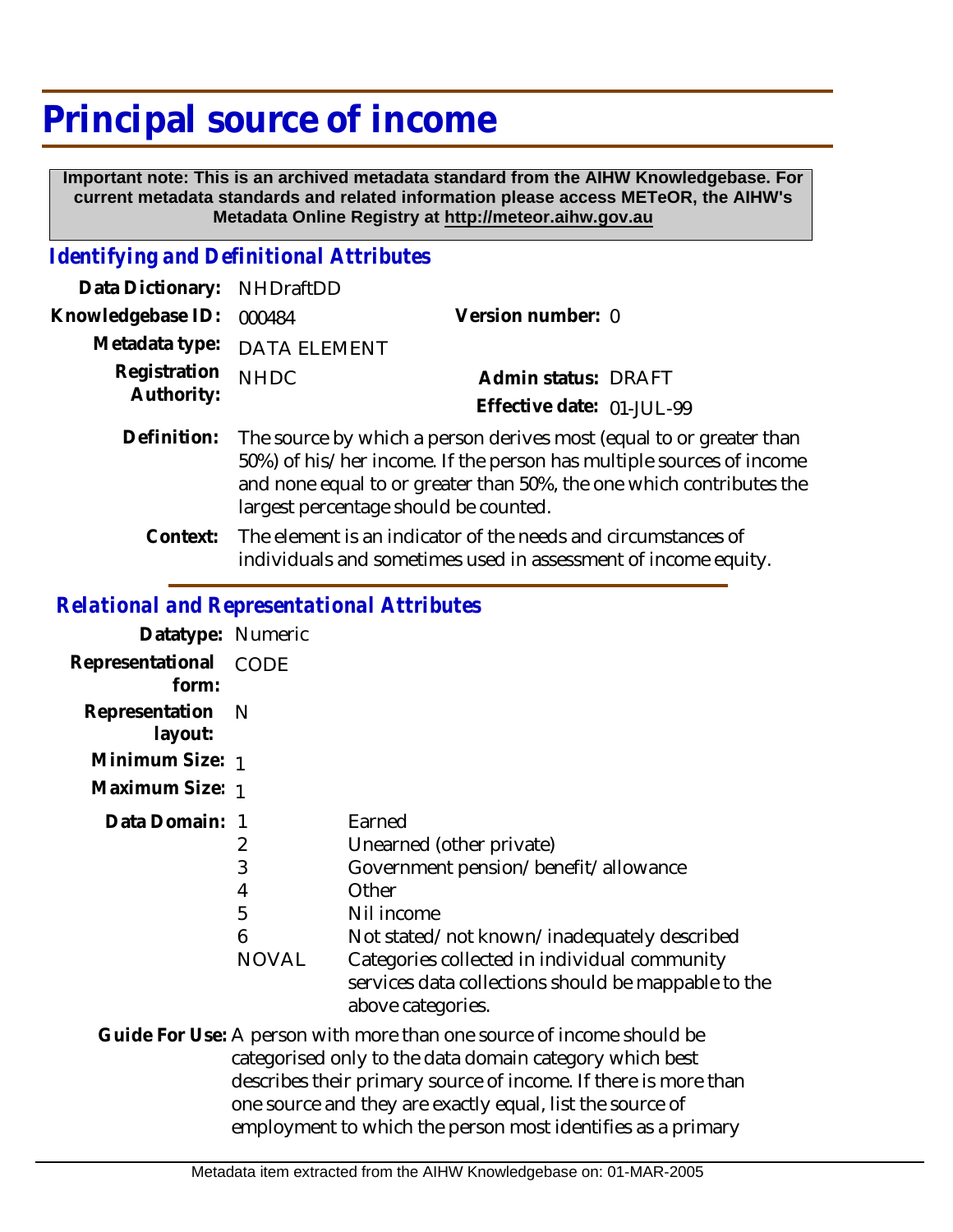# Principal source of income

**Important note: This is an archived metadata standard from the AIHW Knowledgebase. For current metadata standards and related information please access METeOR, the AIHW's Metadata Online Registry at http://meteor.aihw.gov.au**

## *Identifying and Definitional Attributes*

**Data Dictionary:** NHDraftDD

**Knowledgebase ID:** 000484

**Version number:** 0

**Metadata type:** DATA ELEMENT

**Registration Authority:** NHDC

**Admin status:** DRAFT

**Effective date:** 01-JUL-99

**Definition:** The source by which a person derives most (equal to or greater than 50%) of his/her income. If the person has multiple sources of income and none equal to or greater than 50%, the one which contributes the largest percentage should be counted.

**Context:** The element is an indicator of the needs and circumstances of individuals and sometimes used in assessment of income equity.

## *Relational and Representational Attributes*

**Datatype:** Numeric

**Representational form:** CODE

**Representation layout:** N

**Minimum Size:** 1

**Maximum Size:** 1

**Data Domain:**

| | |
|---|---|
| 1 | Earned |
| 2 | Unearned (other private) |
| 3 | Government pension/benefit/allowance |
| 4 | Other |
| 5 | Nil income |
| 6 | Not stated/not known/inadequately described |
| NOVAL | Categories collected in individual community services data collections should be mappable to the above categories. |

**Guide For Use:** A person with more than one source of income should be categorised only to the data domain category which best describes their primary source of income. If there is more than one source and they are exactly equal, list the source of employment to which the person most identifies as a primary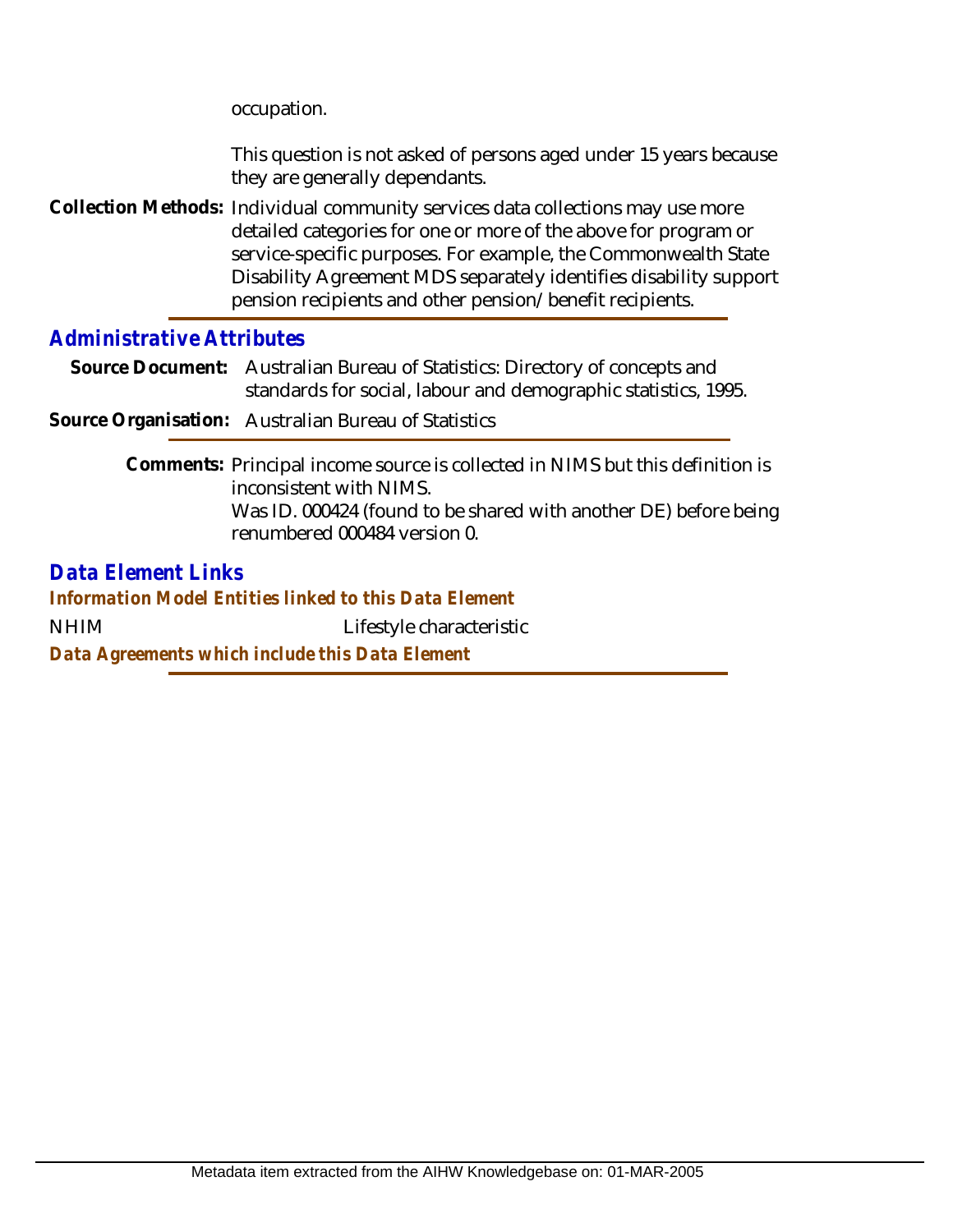occupation.

This question is not asked of persons aged under 15 years because they are generally dependants.

**Collection Methods:** Individual community services data collections may use more detailed categories for one or more of the above for program or service-specific purposes. For example, the Commonwealth State Disability Agreement MDS separately identifies disability support pension recipients and other pension/benefit recipients.

## Administrative Attributes

**Source Document:** Australian Bureau of Statistics: Directory of concepts and standards for social, labour and demographic statistics, 1995.

**Source Organisation:** Australian Bureau of Statistics

**Comments:** Principal income source is collected in NIMS but this definition is inconsistent with NIMS.
Was ID. 000424 (found to be shared with another DE) before being renumbered 000484 version 0.

## Data Element Links

### Information Model Entities linked to this Data Element

NHIM — Lifestyle characteristic

### Data Agreements which include this Data Element